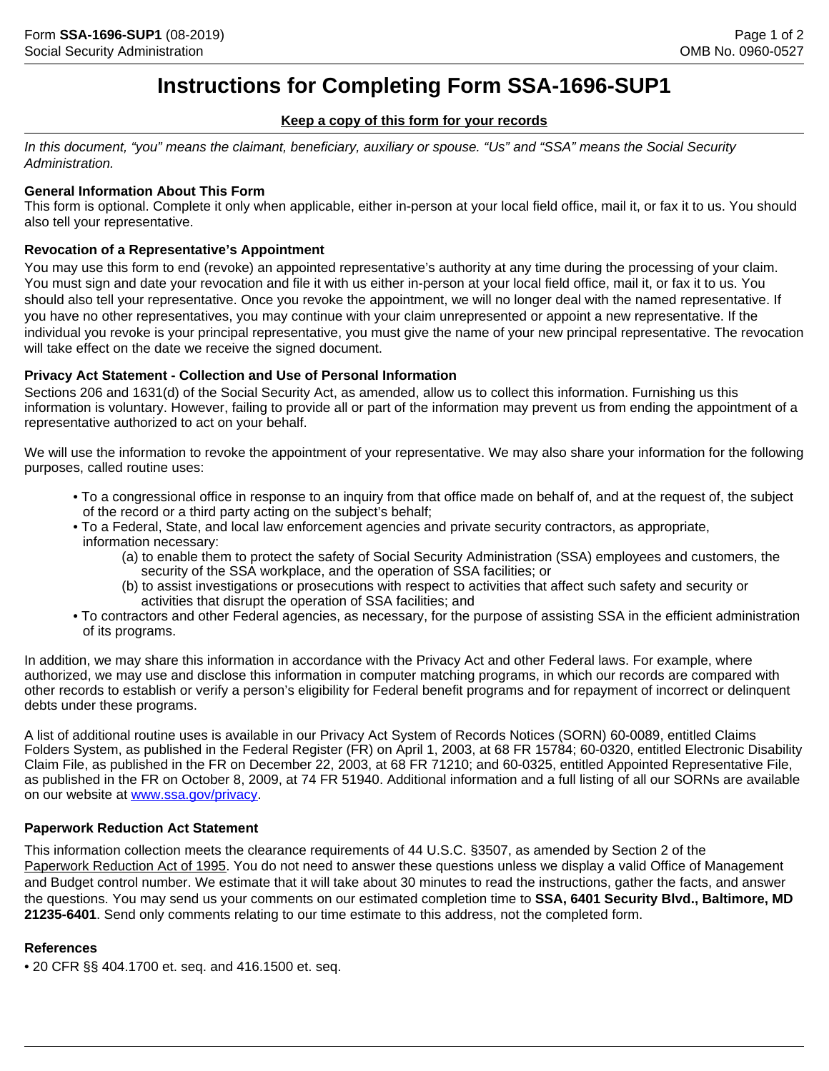# Instructions for Completing Form SSA-1696-SUP1

**Keep a copy of this form for your records**

*In this document, "you" means the claimant, beneficiary, auxiliary or spouse. "Us" and "SSA" means the Social Security Administration.*

### General Information About This Form

This form is optional. Complete it only when applicable, either in-person at your local field office, mail it, or fax it to us. You should also tell your representative.

### Revocation of a Representative's Appointment

You may use this form to end (revoke) an appointed representative's authority at any time during the processing of your claim. You must sign and date your revocation and file it with us either in-person at your local field office, mail it, or fax it to us. You should also tell your representative. Once you revoke the appointment, we will no longer deal with the named representative. If you have no other representatives, you may continue with your claim unrepresented or appoint a new representative. If the individual you revoke is your principal representative, you must give the name of your new principal representative. The revocation will take effect on the date we receive the signed document.

### Privacy Act Statement - Collection and Use of Personal Information

Sections 206 and 1631(d) of the Social Security Act, as amended, allow us to collect this information. Furnishing us this information is voluntary. However, failing to provide all or part of the information may prevent us from ending the appointment of a representative authorized to act on your behalf.

We will use the information to revoke the appointment of your representative. We may also share your information for the following purposes, called routine uses:

- To a congressional office in response to an inquiry from that office made on behalf of, and at the request of, the subject of the record or a third party acting on the subject's behalf;
- To a Federal, State, and local law enforcement agencies and private security contractors, as appropriate, information necessary:
  - (a) to enable them to protect the safety of Social Security Administration (SSA) employees and customers, the security of the SSA workplace, and the operation of SSA facilities; or
  - (b) to assist investigations or prosecutions with respect to activities that affect such safety and security or activities that disrupt the operation of SSA facilities; and
- To contractors and other Federal agencies, as necessary, for the purpose of assisting SSA in the efficient administration of its programs.

In addition, we may share this information in accordance with the Privacy Act and other Federal laws. For example, where authorized, we may use and disclose this information in computer matching programs, in which our records are compared with other records to establish or verify a person's eligibility for Federal benefit programs and for repayment of incorrect or delinquent debts under these programs.

A list of additional routine uses is available in our Privacy Act System of Records Notices (SORN) 60-0089, entitled Claims Folders System, as published in the Federal Register (FR) on April 1, 2003, at 68 FR 15784; 60-0320, entitled Electronic Disability Claim File, as published in the FR on December 22, 2003, at 68 FR 71210; and 60-0325, entitled Appointed Representative File, as published in the FR on October 8, 2009, at 74 FR 51940. Additional information and a full listing of all our SORNs are available on our website at www.ssa.gov/privacy.

### Paperwork Reduction Act Statement

This information collection meets the clearance requirements of 44 U.S.C. §3507, as amended by Section 2 of the Paperwork Reduction Act of 1995. You do not need to answer these questions unless we display a valid Office of Management and Budget control number. We estimate that it will take about 30 minutes to read the instructions, gather the facts, and answer the questions. You may send us your comments on our estimated completion time to **SSA, 6401 Security Blvd., Baltimore, MD 21235-6401**. Send only comments relating to our time estimate to this address, not the completed form.

### References

- 20 CFR §§ 404.1700 et. seq. and 416.1500 et. seq.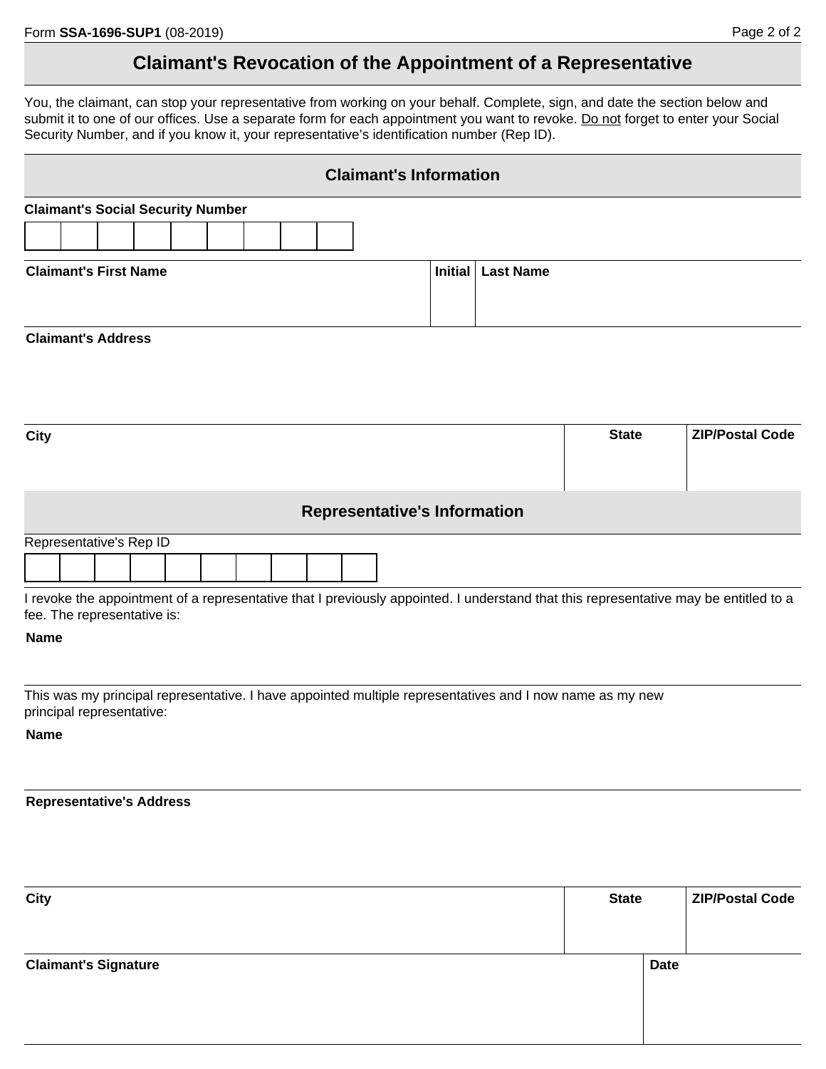# Claimant's Revocation of the Appointment of a Representative

You, the claimant, can stop your representative from working on your behalf. Complete, sign, and date the section below and submit it to one of our offices. Use a separate form for each appointment you want to revoke. Do not forget to enter your Social Security Number, and if you know it, your representative's identification number (Rep ID).

## Claimant's Information

**Claimant's Social Security Number**

| | | | | | | | | |
|---|---|---|---|---|---|---|---|---|
| | | | | | | | | |

| **Claimant's First Name** | **Initial** | **Last Name** |
|---|---|---|
| | | |

**Claimant's Address**

| **City** | **State** | **ZIP/Postal Code** |
|---|---|---|
| | | |

## Representative's Information

Representative's Rep ID

| | | | | | | | | | |
|---|---|---|---|---|---|---|---|---|---|
| | | | | | | | | | |

I revoke the appointment of a representative that I previously appointed. I understand that this representative may be entitled to a fee. The representative is:

**Name**

This was my principal representative. I have appointed multiple representatives and I now name as my new principal representative:

**Name**

**Representative's Address**

| **City** | **State** | **ZIP/Postal Code** |
|---|---|---|
| | | |

| **Claimant's Signature** | **Date** |
|---|---|
| | |